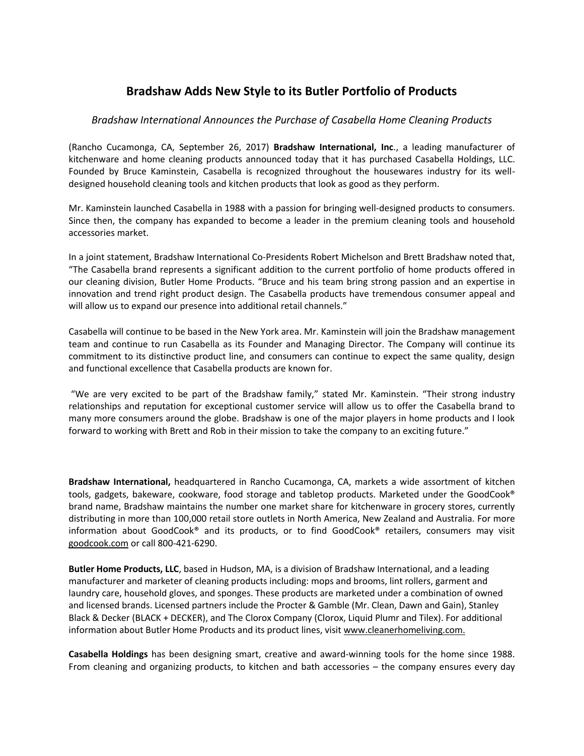# Bradshaw Adds New Style to its Butler Portfolio of Products

*Bradshaw International Announces the Purchase of Casabella Home Cleaning Products*

(Rancho Cucamonga, CA, September 26, 2017) **Bradshaw International, Inc**., a leading manufacturer of kitchenware and home cleaning products announced today that it has purchased Casabella Holdings, LLC. Founded by Bruce Kaminstein, Casabella is recognized throughout the housewares industry for its well-designed household cleaning tools and kitchen products that look as good as they perform.

Mr. Kaminstein launched Casabella in 1988 with a passion for bringing well-designed products to consumers. Since then, the company has expanded to become a leader in the premium cleaning tools and household accessories market.

In a joint statement, Bradshaw International Co-Presidents Robert Michelson and Brett Bradshaw noted that, "The Casabella brand represents a significant addition to the current portfolio of home products offered in our cleaning division, Butler Home Products. "Bruce and his team bring strong passion and an expertise in innovation and trend right product design. The Casabella products have tremendous consumer appeal and will allow us to expand our presence into additional retail channels."

Casabella will continue to be based in the New York area. Mr. Kaminstein will join the Bradshaw management team and continue to run Casabella as its Founder and Managing Director. The Company will continue its commitment to its distinctive product line, and consumers can continue to expect the same quality, design and functional excellence that Casabella products are known for.

"We are very excited to be part of the Bradshaw family," stated Mr. Kaminstein. "Their strong industry relationships and reputation for exceptional customer service will allow us to offer the Casabella brand to many more consumers around the globe. Bradshaw is one of the major players in home products and I look forward to working with Brett and Rob in their mission to take the company to an exciting future."

**Bradshaw International,** headquartered in Rancho Cucamonga, CA, markets a wide assortment of kitchen tools, gadgets, bakeware, cookware, food storage and tabletop products. Marketed under the GoodCook® brand name, Bradshaw maintains the number one market share for kitchenware in grocery stores, currently distributing in more than 100,000 retail store outlets in North America, New Zealand and Australia. For more information about GoodCook® and its products, or to find GoodCook® retailers, consumers may visit goodcook.com or call 800-421-6290.

**Butler Home Products, LLC**, based in Hudson, MA, is a division of Bradshaw International, and a leading manufacturer and marketer of cleaning products including: mops and brooms, lint rollers, garment and laundry care, household gloves, and sponges. These products are marketed under a combination of owned and licensed brands. Licensed partners include the Procter & Gamble (Mr. Clean, Dawn and Gain), Stanley Black & Decker (BLACK + DECKER), and The Clorox Company (Clorox, Liquid Plumr and Tilex). For additional information about Butler Home Products and its product lines, visit www.cleanerhomeliving.com.

**Casabella Holdings** has been designing smart, creative and award-winning tools for the home since 1988. From cleaning and organizing products, to kitchen and bath accessories – the company ensures every day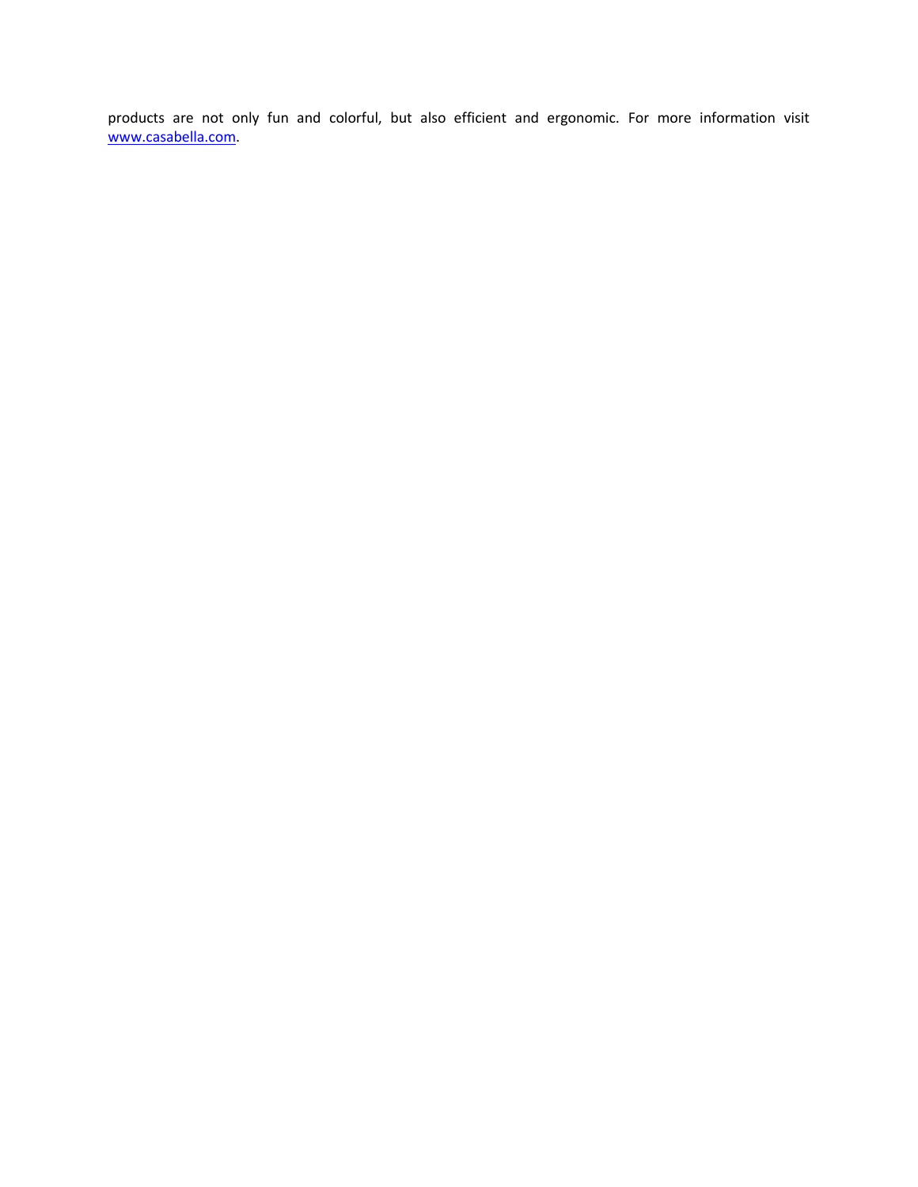products are not only fun and colorful, but also efficient and ergonomic. For more information visit www.casabella.com.